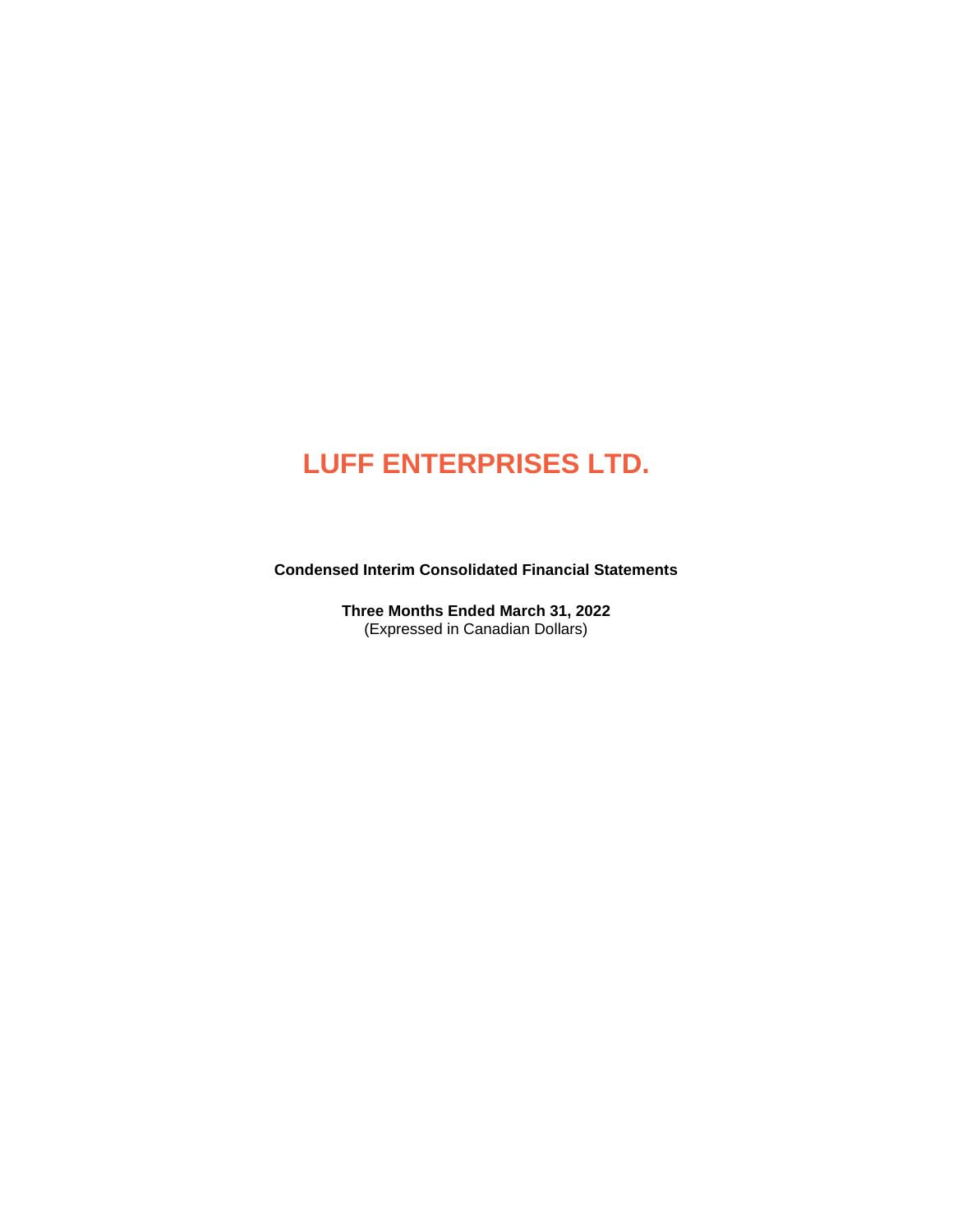# LUFF ENTERPRISES LTD.

**Condensed Interim Consolidated Financial Statements**

**Three Months Ended March 31, 2022**
(Expressed in Canadian Dollars)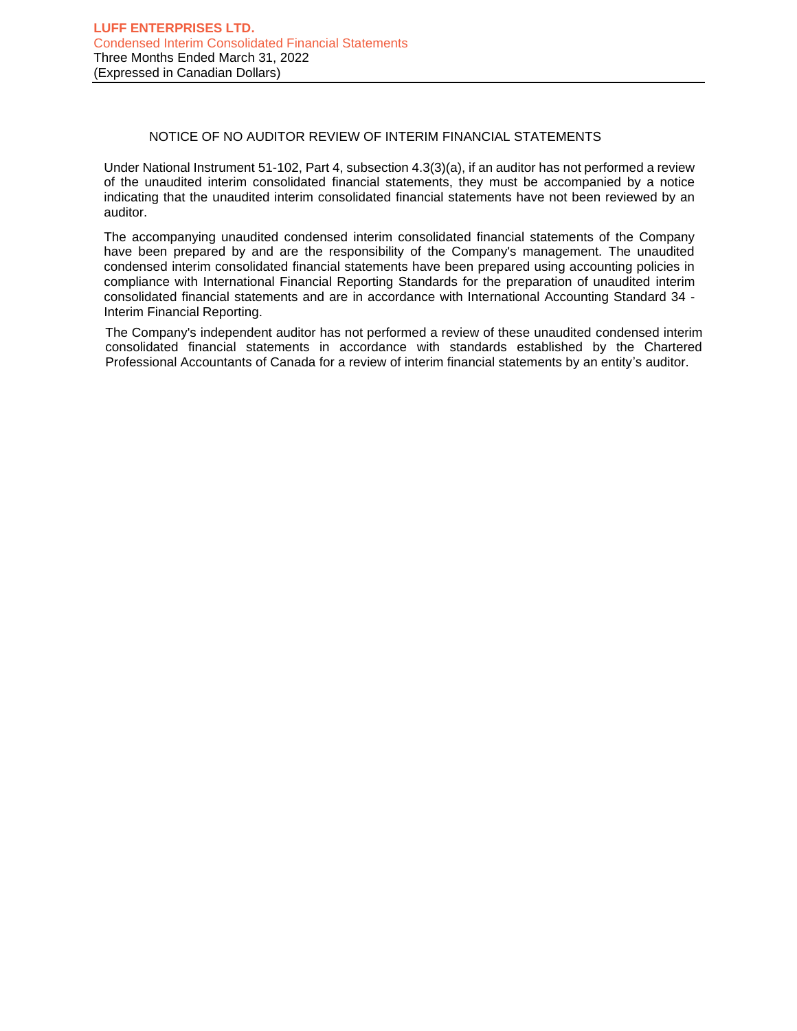## NOTICE OF NO AUDITOR REVIEW OF INTERIM FINANCIAL STATEMENTS

Under National Instrument 51-102, Part 4, subsection 4.3(3)(a), if an auditor has not performed a review of the unaudited interim consolidated financial statements, they must be accompanied by a notice indicating that the unaudited interim consolidated financial statements have not been reviewed by an auditor.

The accompanying unaudited condensed interim consolidated financial statements of the Company have been prepared by and are the responsibility of the Company's management. The unaudited condensed interim consolidated financial statements have been prepared using accounting policies in compliance with International Financial Reporting Standards for the preparation of unaudited interim consolidated financial statements and are in accordance with International Accounting Standard 34 - Interim Financial Reporting.

The Company's independent auditor has not performed a review of these unaudited condensed interim consolidated financial statements in accordance with standards established by the Chartered Professional Accountants of Canada for a review of interim financial statements by an entity's auditor.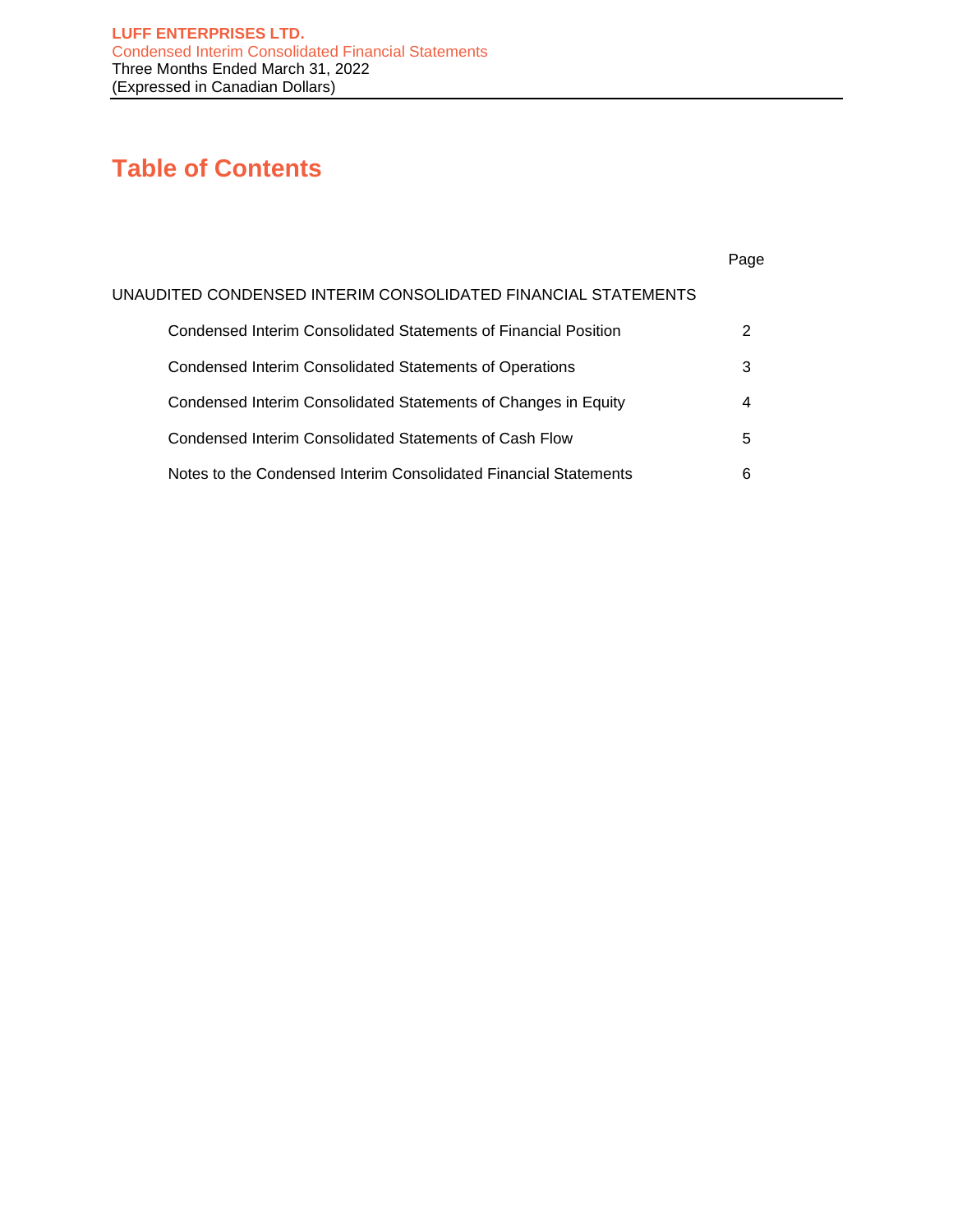# Table of Contents

| | Page |
|---|---|
| UNAUDITED CONDENSED INTERIM CONSOLIDATED FINANCIAL STATEMENTS | |
| Condensed Interim Consolidated Statements of Financial Position | 2 |
| Condensed Interim Consolidated Statements of Operations | 3 |
| Condensed Interim Consolidated Statements of Changes in Equity | 4 |
| Condensed Interim Consolidated Statements of Cash Flow | 5 |
| Notes to the Condensed Interim Consolidated Financial Statements | 6 |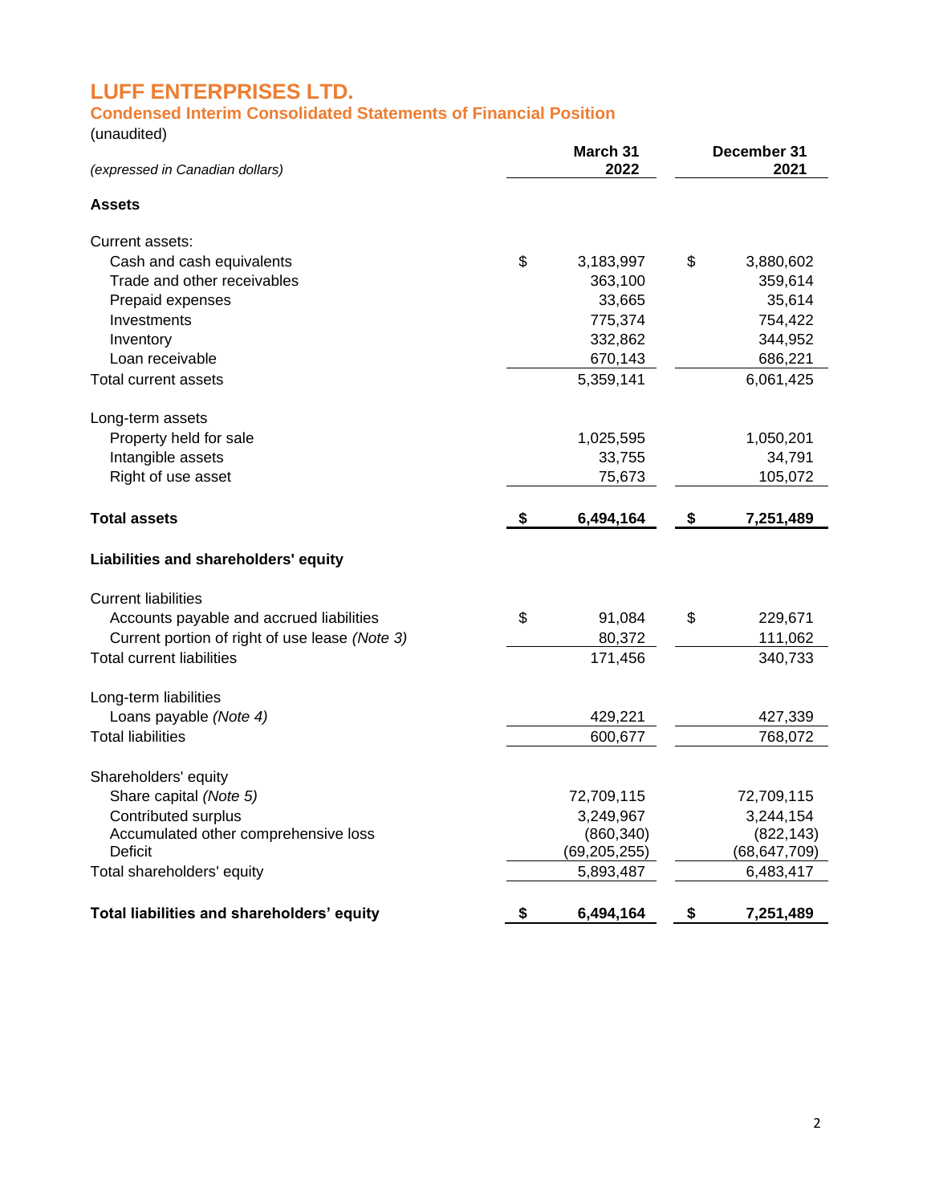# LUFF ENTERPRISES LTD.

## Condensed Interim Consolidated Statements of Financial Position

(unaudited)

| *(expressed in Canadian dollars)* | March 31 2022 | December 31 2021 |
|---|---|---|
| **Assets** | | |
| Current assets: | | |
| Cash and cash equivalents | $ 3,183,997 | $ 3,880,602 |
| Trade and other receivables | 363,100 | 359,614 |
| Prepaid expenses | 33,665 | 35,614 |
| Investments | 775,374 | 754,422 |
| Inventory | 332,862 | 344,952 |
| Loan receivable | 670,143 | 686,221 |
| Total current assets | 5,359,141 | 6,061,425 |
| Long-term assets | | |
| Property held for sale | 1,025,595 | 1,050,201 |
| Intangible assets | 33,755 | 34,791 |
| Right of use asset | 75,673 | 105,072 |
| **Total assets** | **$ 6,494,164** | **$ 7,251,489** |
| **Liabilities and shareholders' equity** | | |
| Current liabilities | | |
| Accounts payable and accrued liabilities | $ 91,084 | $ 229,671 |
| Current portion of right of use lease *(Note 3)* | 80,372 | 111,062 |
| Total current liabilities | 171,456 | 340,733 |
| Long-term liabilities | | |
| Loans payable *(Note 4)* | 429,221 | 427,339 |
| Total liabilities | 600,677 | 768,072 |
| Shareholders' equity | | |
| Share capital *(Note 5)* | 72,709,115 | 72,709,115 |
| Contributed surplus | 3,249,967 | 3,244,154 |
| Accumulated other comprehensive loss | (860,340) | (822,143) |
| Deficit | (69,205,255) | (68,647,709) |
| Total shareholders' equity | 5,893,487 | 6,483,417 |
| **Total liabilities and shareholders' equity** | **$ 6,494,164** | **$ 7,251,489** |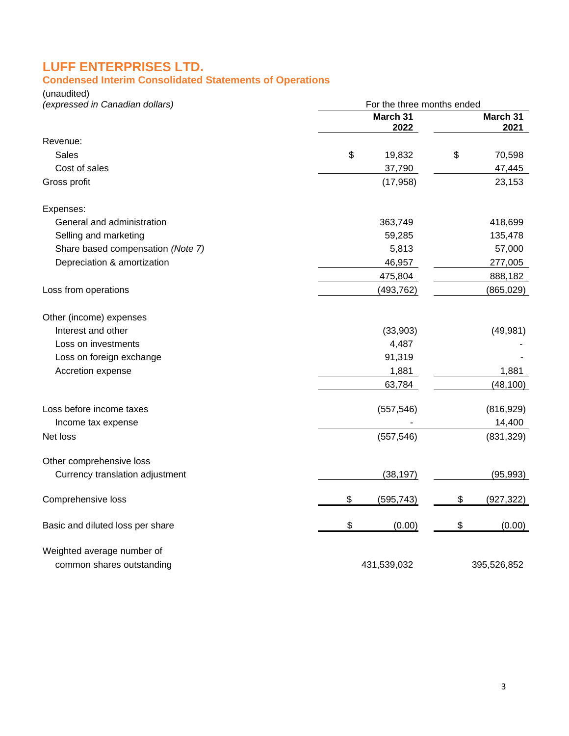# LUFF ENTERPRISES LTD.

## Condensed Interim Consolidated Statements of Operations

(unaudited)

*(expressed in Canadian dollars)*

| | For the three months ended | |
|---|---|---|
| | **March 31 2022** | **March 31 2021** |
| Revenue: | | |
| Sales | $ 19,832 | $ 70,598 |
| Cost of sales | 37,790 | 47,445 |
| Gross profit | (17,958) | 23,153 |
| | | |
| Expenses: | | |
| General and administration | 363,749 | 418,699 |
| Selling and marketing | 59,285 | 135,478 |
| Share based compensation *(Note 7)* | 5,813 | 57,000 |
| Depreciation & amortization | 46,957 | 277,005 |
| | 475,804 | 888,182 |
| Loss from operations | (493,762) | (865,029) |
| | | |
| Other (income) expenses | | |
| Interest and other | (33,903) | (49,981) |
| Loss on investments | 4,487 | - |
| Loss on foreign exchange | 91,319 | - |
| Accretion expense | 1,881 | 1,881 |
| | 63,784 | (48,100) |
| | | |
| Loss before income taxes | (557,546) | (816,929) |
| Income tax expense | - | 14,400 |
| Net loss | (557,546) | (831,329) |
| | | |
| Other comprehensive loss | | |
| Currency translation adjustment | (38,197) | (95,993) |
| | | |
| Comprehensive loss | $ (595,743) | $ (927,322) |
| | | |
| Basic and diluted loss per share | $ (0.00) | $ (0.00) |
| | | |
| Weighted average number of common shares outstanding | 431,539,032 | 395,526,852 |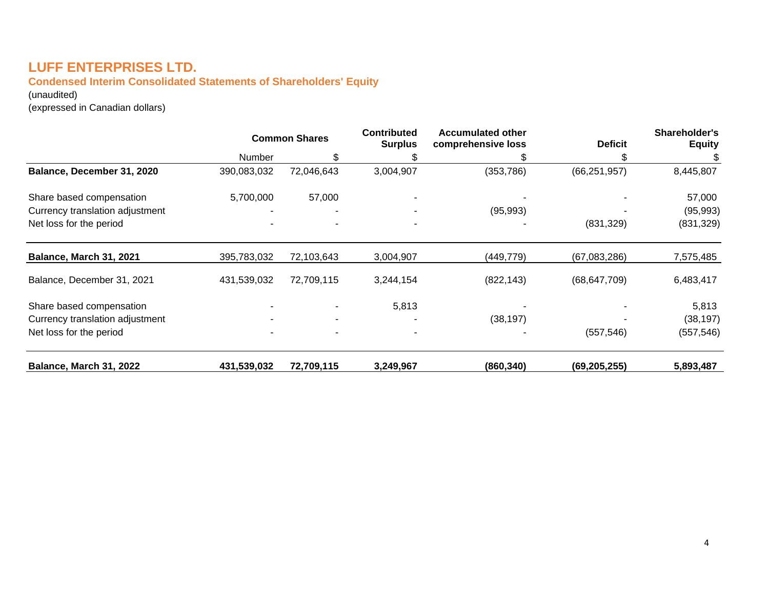# LUFF ENTERPRISES LTD.

## Condensed Interim Consolidated Statements of Shareholders' Equity

(unaudited)
(expressed in Canadian dollars)

| | Common Shares | | Contributed Surplus | Accumulated other comprehensive loss | Deficit | Shareholder's Equity |
|---|---|---|---|---|---|---|
| | Number | $ | $ | $ | $ | $ |
| **Balance, December 31, 2020** | 390,083,032 | 72,046,643 | 3,004,907 | (353,786) | (66,251,957) | 8,445,807 |
| Share based compensation | 5,700,000 | 57,000 | - | - | - | 57,000 |
| Currency translation adjustment | - | - | - | (95,993) | - | (95,993) |
| Net loss for the period | - | - | - | - | (831,329) | (831,329) |
| **Balance, March 31, 2021** | 395,783,032 | 72,103,643 | 3,004,907 | (449,779) | (67,083,286) | 7,575,485 |
| Balance, December 31, 2021 | 431,539,032 | 72,709,115 | 3,244,154 | (822,143) | (68,647,709) | 6,483,417 |
| Share based compensation | - | - | 5,813 | - | - | 5,813 |
| Currency translation adjustment | - | - | - | (38,197) | - | (38,197) |
| Net loss for the period | - | - | - | - | (557,546) | (557,546) |
| **Balance, March 31, 2022** | **431,539,032** | **72,709,115** | **3,249,967** | **(860,340)** | **(69,205,255)** | **5,893,487** |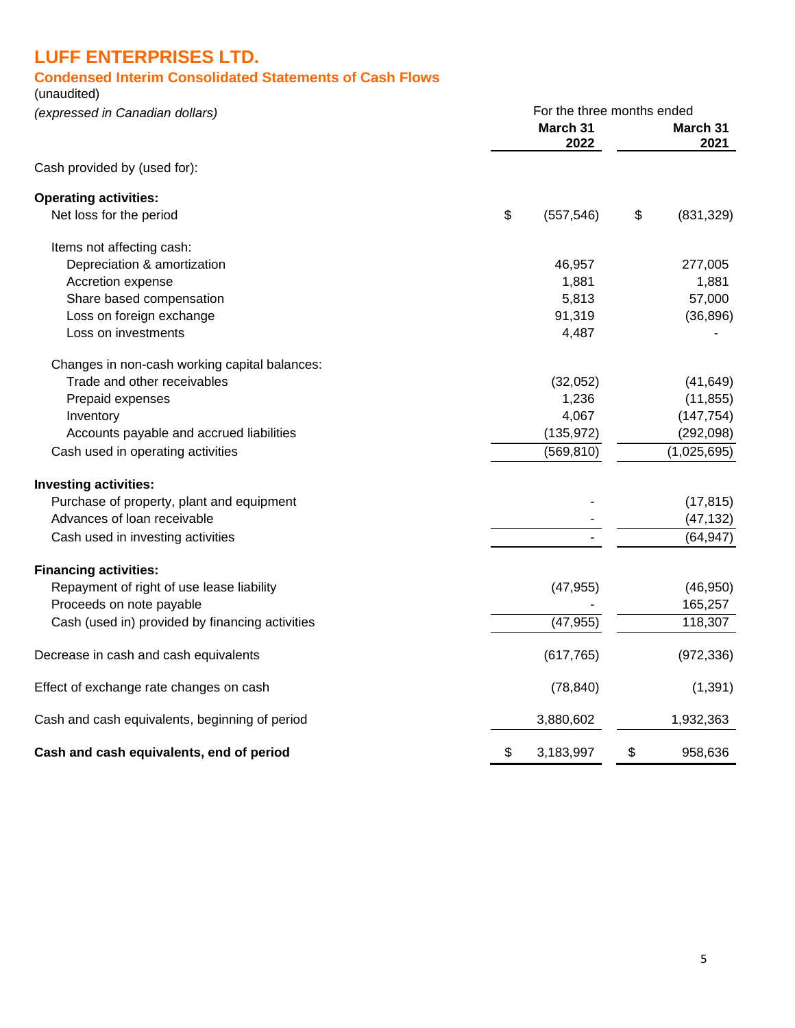# LUFF ENTERPRISES LTD.

## Condensed Interim Consolidated Statements of Cash Flows

(unaudited)

*(expressed in Canadian dollars)*

| | For the three months ended March 31 2022 | March 31 2021 |
|---|---|---|
| Cash provided by (used for): | | |
| **Operating activities:** | | |
| Net loss for the period | $ (557,546) | $ (831,329) |
| Items not affecting cash: | | |
| Depreciation & amortization | 46,957 | 277,005 |
| Accretion expense | 1,881 | 1,881 |
| Share based compensation | 5,813 | 57,000 |
| Loss on foreign exchange | 91,319 | (36,896) |
| Loss on investments | 4,487 | - |
| Changes in non-cash working capital balances: | | |
| Trade and other receivables | (32,052) | (41,649) |
| Prepaid expenses | 1,236 | (11,855) |
| Inventory | 4,067 | (147,754) |
| Accounts payable and accrued liabilities | (135,972) | (292,098) |
| Cash used in operating activities | (569,810) | (1,025,695) |
| **Investing activities:** | | |
| Purchase of property, plant and equipment | - | (17,815) |
| Advances of loan receivable | - | (47,132) |
| Cash used in investing activities | - | (64,947) |
| **Financing activities:** | | |
| Repayment of right of use lease liability | (47,955) | (46,950) |
| Proceeds on note payable | - | 165,257 |
| Cash (used in) provided by financing activities | (47,955) | 118,307 |
| Decrease in cash and cash equivalents | (617,765) | (972,336) |
| Effect of exchange rate changes on cash | (78,840) | (1,391) |
| Cash and cash equivalents, beginning of period | 3,880,602 | 1,932,363 |
| **Cash and cash equivalents, end of period** | $ 3,183,997 | $ 958,636 |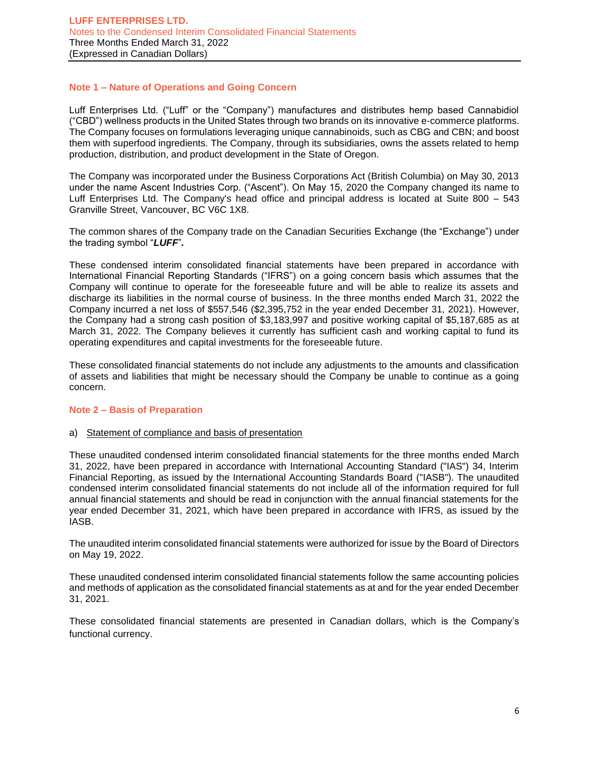## Note 1 – Nature of Operations and Going Concern

Luff Enterprises Ltd. ("Luff" or the "Company") manufactures and distributes hemp based Cannabidiol ("CBD") wellness products in the United States through two brands on its innovative e-commerce platforms. The Company focuses on formulations leveraging unique cannabinoids, such as CBG and CBN; and boost them with superfood ingredients. The Company, through its subsidiaries, owns the assets related to hemp production, distribution, and product development in the State of Oregon.

The Company was incorporated under the Business Corporations Act (British Columbia) on May 30, 2013 under the name Ascent Industries Corp. ("Ascent"). On May 15, 2020 the Company changed its name to Luff Enterprises Ltd. The Company's head office and principal address is located at Suite 800 – 543 Granville Street, Vancouver, BC V6C 1X8.

The common shares of the Company trade on the Canadian Securities Exchange (the "Exchange") under the trading symbol "***LUFF***"*.*

These condensed interim consolidated financial statements have been prepared in accordance with International Financial Reporting Standards ("IFRS") on a going concern basis which assumes that the Company will continue to operate for the foreseeable future and will be able to realize its assets and discharge its liabilities in the normal course of business. In the three months ended March 31, 2022 the Company incurred a net loss of $557,546 ($2,395,752 in the year ended December 31, 2021). However, the Company had a strong cash position of $3,183,997 and positive working capital of $5,187,685 as at March 31, 2022. The Company believes it currently has sufficient cash and working capital to fund its operating expenditures and capital investments for the foreseeable future.

These consolidated financial statements do not include any adjustments to the amounts and classification of assets and liabilities that might be necessary should the Company be unable to continue as a going concern.

## Note 2 – Basis of Preparation

a) Statement of compliance and basis of presentation

These unaudited condensed interim consolidated financial statements for the three months ended March 31, 2022, have been prepared in accordance with International Accounting Standard ("IAS") 34, Interim Financial Reporting, as issued by the International Accounting Standards Board ("IASB"). The unaudited condensed interim consolidated financial statements do not include all of the information required for full annual financial statements and should be read in conjunction with the annual financial statements for the year ended December 31, 2021, which have been prepared in accordance with IFRS, as issued by the IASB.

The unaudited interim consolidated financial statements were authorized for issue by the Board of Directors on May 19, 2022.

These unaudited condensed interim consolidated financial statements follow the same accounting policies and methods of application as the consolidated financial statements as at and for the year ended December 31, 2021.

These consolidated financial statements are presented in Canadian dollars, which is the Company's functional currency.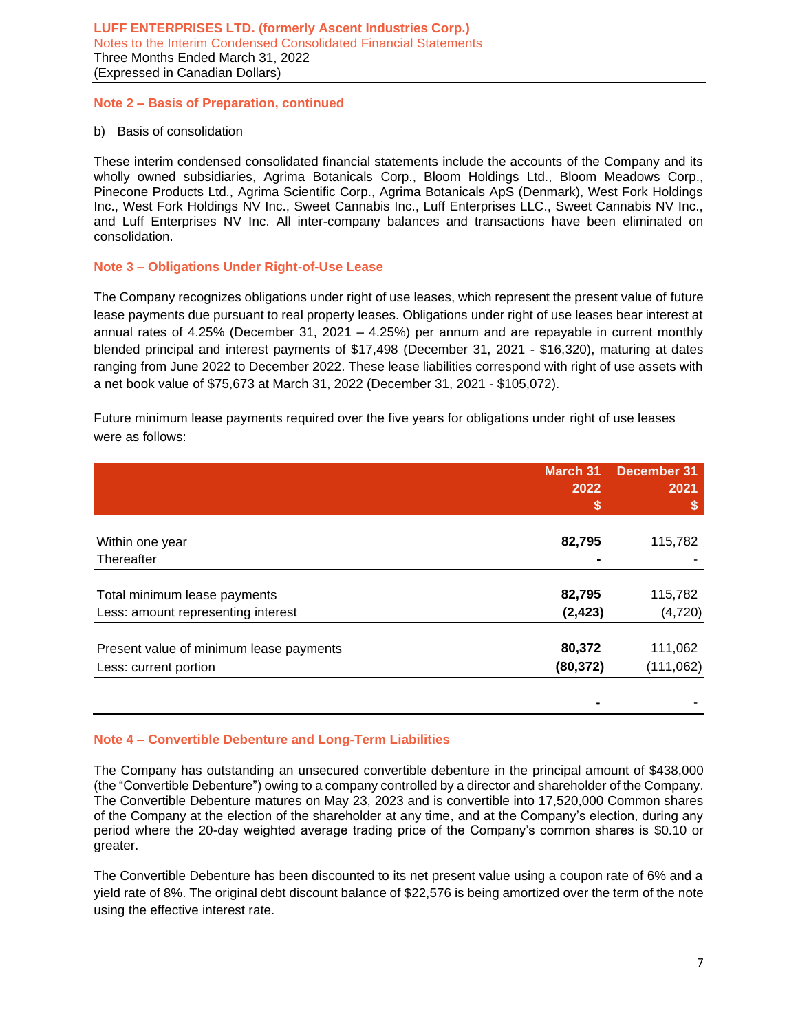## Note 2 – Basis of Preparation, continued

b) Basis of consolidation

These interim condensed consolidated financial statements include the accounts of the Company and its wholly owned subsidiaries, Agrima Botanicals Corp., Bloom Holdings Ltd., Bloom Meadows Corp., Pinecone Products Ltd., Agrima Scientific Corp., Agrima Botanicals ApS (Denmark), West Fork Holdings Inc., West Fork Holdings NV Inc., Sweet Cannabis Inc., Luff Enterprises LLC., Sweet Cannabis NV Inc., and Luff Enterprises NV Inc. All inter-company balances and transactions have been eliminated on consolidation.

## Note 3 – Obligations Under Right-of-Use Lease

The Company recognizes obligations under right of use leases, which represent the present value of future lease payments due pursuant to real property leases. Obligations under right of use leases bear interest at annual rates of 4.25% (December 31, 2021 – 4.25%) per annum and are repayable in current monthly blended principal and interest payments of $17,498 (December 31, 2021 - $16,320), maturing at dates ranging from June 2022 to December 2022. These lease liabilities correspond with right of use assets with a net book value of $75,673 at March 31, 2022 (December 31, 2021 - $105,072).

Future minimum lease payments required over the five years for obligations under right of use leases were as follows:

| | March 31 2022 $ | December 31 2021 $ |
|---|---|---|
| Within one year | **82,795** | 115,782 |
| Thereafter | **-** | - |
| Total minimum lease payments | **82,795** | 115,782 |
| Less: amount representing interest | **(2,423)** | (4,720) |
| Present value of minimum lease payments | **80,372** | 111,062 |
| Less: current portion | **(80,372)** | (111,062) |
| | **-** | - |

## Note 4 – Convertible Debenture and Long-Term Liabilities

The Company has outstanding an unsecured convertible debenture in the principal amount of $438,000 (the "Convertible Debenture") owing to a company controlled by a director and shareholder of the Company. The Convertible Debenture matures on May 23, 2023 and is convertible into 17,520,000 Common shares of the Company at the election of the shareholder at any time, and at the Company's election, during any period where the 20-day weighted average trading price of the Company's common shares is $0.10 or greater.

The Convertible Debenture has been discounted to its net present value using a coupon rate of 6% and a yield rate of 8%. The original debt discount balance of $22,576 is being amortized over the term of the note using the effective interest rate.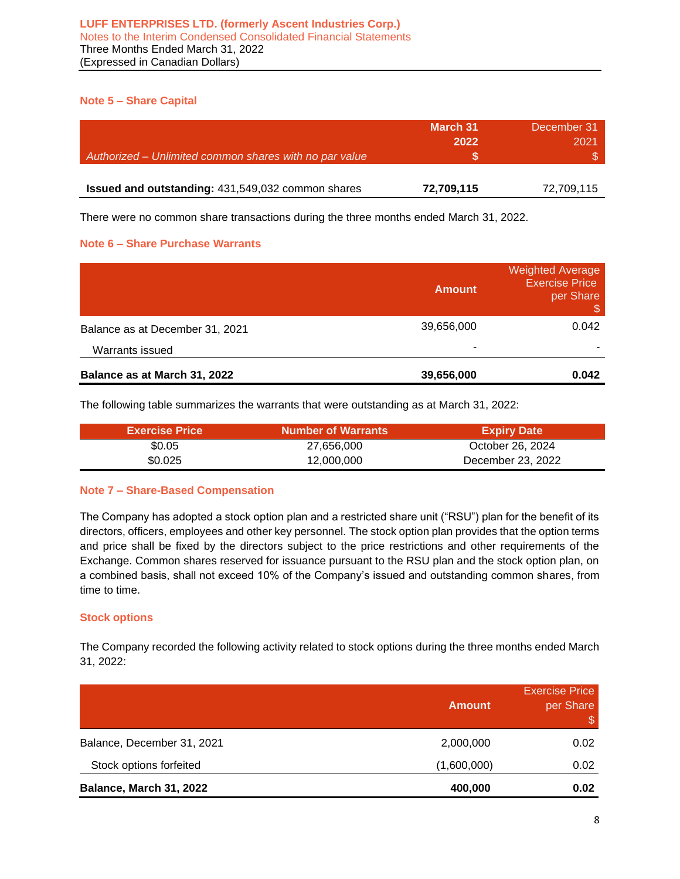## Note 5 – Share Capital

| *Authorized – Unlimited common shares with no par value* | **March 31 2022 $** | December 31 2021 $ |
|---|---|---|
| **Issued and outstanding:** 431,549,032 common shares | **72,709,115** | 72,709,115 |

There were no common share transactions during the three months ended March 31, 2022.

## Note 6 – Share Purchase Warrants

| | Amount | Weighted Average Exercise Price per Share $ |
|---|---|---|
| Balance as at December 31, 2021 | 39,656,000 | 0.042 |
| Warrants issued | - | - |
| **Balance as at March 31, 2022** | **39,656,000** | **0.042** |

The following table summarizes the warrants that were outstanding as at March 31, 2022:

| Exercise Price | Number of Warrants | Expiry Date |
|---|---|---|
| $0.05 | 27,656,000 | October 26, 2024 |
| $0.025 | 12,000,000 | December 23, 2022 |

## Note 7 – Share-Based Compensation

The Company has adopted a stock option plan and a restricted share unit ("RSU") plan for the benefit of its directors, officers, employees and other key personnel. The stock option plan provides that the option terms and price shall be fixed by the directors subject to the price restrictions and other requirements of the Exchange. Common shares reserved for issuance pursuant to the RSU plan and the stock option plan, on a combined basis, shall not exceed 10% of the Company's issued and outstanding common shares, from time to time.

### Stock options

The Company recorded the following activity related to stock options during the three months ended March 31, 2022:

| | Amount | Exercise Price per Share $ |
|---|---|---|
| Balance, December 31, 2021 | 2,000,000 | 0.02 |
| Stock options forfeited | (1,600,000) | 0.02 |
| **Balance, March 31, 2022** | **400,000** | **0.02** |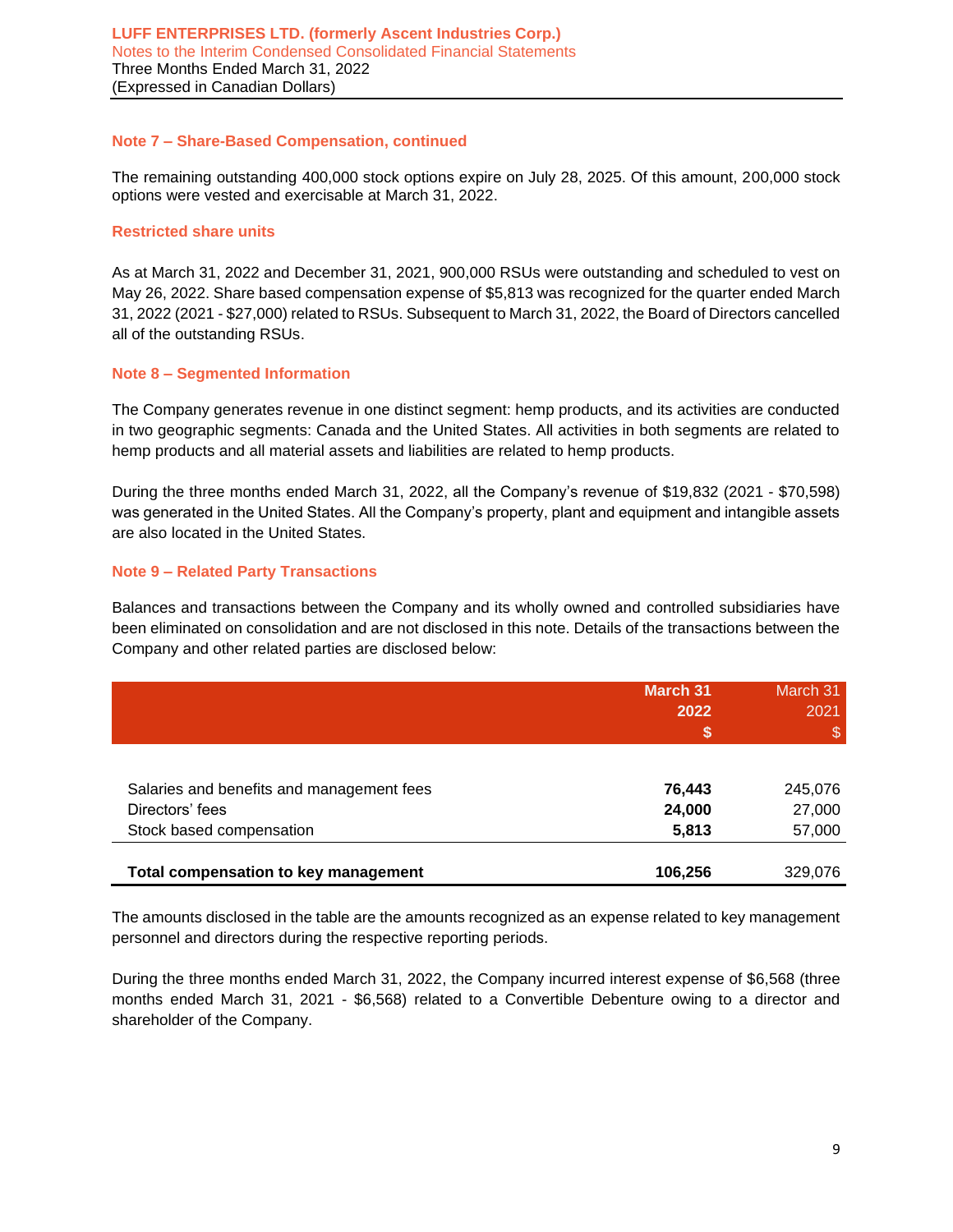### Note 7 – Share-Based Compensation, continued

The remaining outstanding 400,000 stock options expire on July 28, 2025. Of this amount, 200,000 stock options were vested and exercisable at March 31, 2022.

#### Restricted share units

As at March 31, 2022 and December 31, 2021, 900,000 RSUs were outstanding and scheduled to vest on May 26, 2022. Share based compensation expense of $5,813 was recognized for the quarter ended March 31, 2022 (2021 - $27,000) related to RSUs. Subsequent to March 31, 2022, the Board of Directors cancelled all of the outstanding RSUs.

### Note 8 – Segmented Information

The Company generates revenue in one distinct segment: hemp products, and its activities are conducted in two geographic segments: Canada and the United States. All activities in both segments are related to hemp products and all material assets and liabilities are related to hemp products.

During the three months ended March 31, 2022, all the Company's revenue of $19,832 (2021 - $70,598) was generated in the United States. All the Company's property, plant and equipment and intangible assets are also located in the United States.

### Note 9 – Related Party Transactions

Balances and transactions between the Company and its wholly owned and controlled subsidiaries have been eliminated on consolidation and are not disclosed in this note. Details of the transactions between the Company and other related parties are disclosed below:

| | **March 31 2022 $** | March 31 2021 $ |
|---|---|---|
| Salaries and benefits and management fees | **76,443** | 245,076 |
| Directors' fees | **24,000** | 27,000 |
| Stock based compensation | **5,813** | 57,000 |
| **Total compensation to key management** | **106,256** | 329,076 |

The amounts disclosed in the table are the amounts recognized as an expense related to key management personnel and directors during the respective reporting periods.

During the three months ended March 31, 2022, the Company incurred interest expense of $6,568 (three months ended March 31, 2021 - $6,568) related to a Convertible Debenture owing to a director and shareholder of the Company.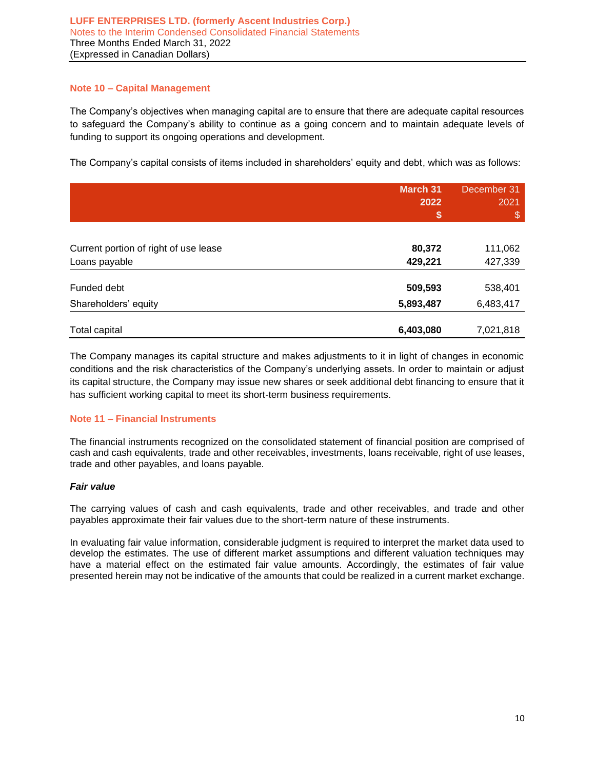## Note 10 – Capital Management

The Company's objectives when managing capital are to ensure that there are adequate capital resources to safeguard the Company's ability to continue as a going concern and to maintain adequate levels of funding to support its ongoing operations and development.

The Company's capital consists of items included in shareholders' equity and debt, which was as follows:

| | **March 31 2022 $** | December 31 2021 $ |
|---|---|---|
| Current portion of right of use lease | **80,372** | 111,062 |
| Loans payable | **429,221** | 427,339 |
| Funded debt | **509,593** | 538,401 |
| Shareholders' equity | **5,893,487** | 6,483,417 |
| Total capital | **6,403,080** | 7,021,818 |

The Company manages its capital structure and makes adjustments to it in light of changes in economic conditions and the risk characteristics of the Company's underlying assets. In order to maintain or adjust its capital structure, the Company may issue new shares or seek additional debt financing to ensure that it has sufficient working capital to meet its short-term business requirements.

## Note 11 – Financial Instruments

The financial instruments recognized on the consolidated statement of financial position are comprised of cash and cash equivalents, trade and other receivables, investments, loans receivable, right of use leases, trade and other payables, and loans payable.

### *Fair value*

The carrying values of cash and cash equivalents, trade and other receivables, and trade and other payables approximate their fair values due to the short-term nature of these instruments.

In evaluating fair value information, considerable judgment is required to interpret the market data used to develop the estimates. The use of different market assumptions and different valuation techniques may have a material effect on the estimated fair value amounts. Accordingly, the estimates of fair value presented herein may not be indicative of the amounts that could be realized in a current market exchange.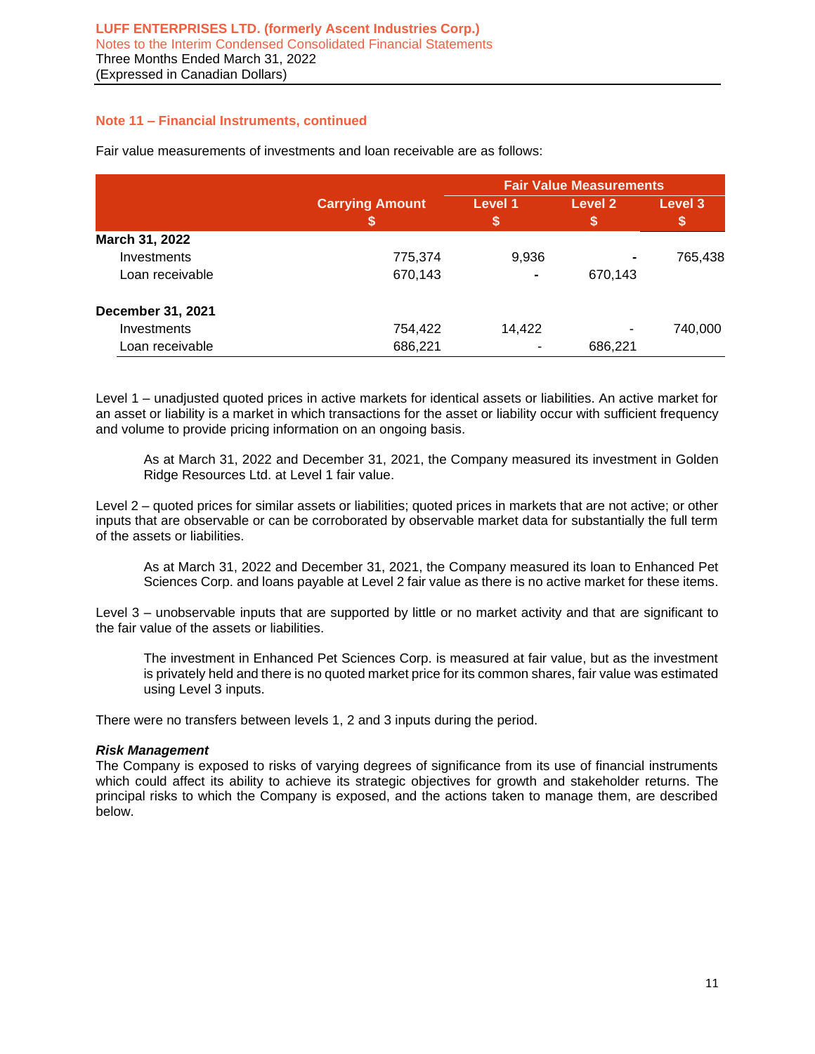## Note 11 – Financial Instruments, continued

Fair value measurements of investments and loan receivable are as follows:

| | Carrying Amount | Fair Value Measurements | | |
|---|---|---|---|---|
| | | Level 1 | Level 2 | Level 3 |
| | $ | $ | $ | $ |
| **March 31, 2022** | | | | |
| Investments | 775,374 | 9,936 | - | 765,438 |
| Loan receivable | 670,143 | - | 670,143 | |
| **December 31, 2021** | | | | |
| Investments | 754,422 | 14,422 | - | 740,000 |
| Loan receivable | 686,221 | - | 686,221 | |

Level 1 – unadjusted quoted prices in active markets for identical assets or liabilities. An active market for an asset or liability is a market in which transactions for the asset or liability occur with sufficient frequency and volume to provide pricing information on an ongoing basis.

> As at March 31, 2022 and December 31, 2021, the Company measured its investment in Golden Ridge Resources Ltd. at Level 1 fair value.

Level 2 – quoted prices for similar assets or liabilities; quoted prices in markets that are not active; or other inputs that are observable or can be corroborated by observable market data for substantially the full term of the assets or liabilities.

> As at March 31, 2022 and December 31, 2021, the Company measured its loan to Enhanced Pet Sciences Corp. and loans payable at Level 2 fair value as there is no active market for these items.

Level 3 – unobservable inputs that are supported by little or no market activity and that are significant to the fair value of the assets or liabilities.

> The investment in Enhanced Pet Sciences Corp. is measured at fair value, but as the investment is privately held and there is no quoted market price for its common shares, fair value was estimated using Level 3 inputs.

There were no transfers between levels 1, 2 and 3 inputs during the period.

***Risk Management***

The Company is exposed to risks of varying degrees of significance from its use of financial instruments which could affect its ability to achieve its strategic objectives for growth and stakeholder returns. The principal risks to which the Company is exposed, and the actions taken to manage them, are described below.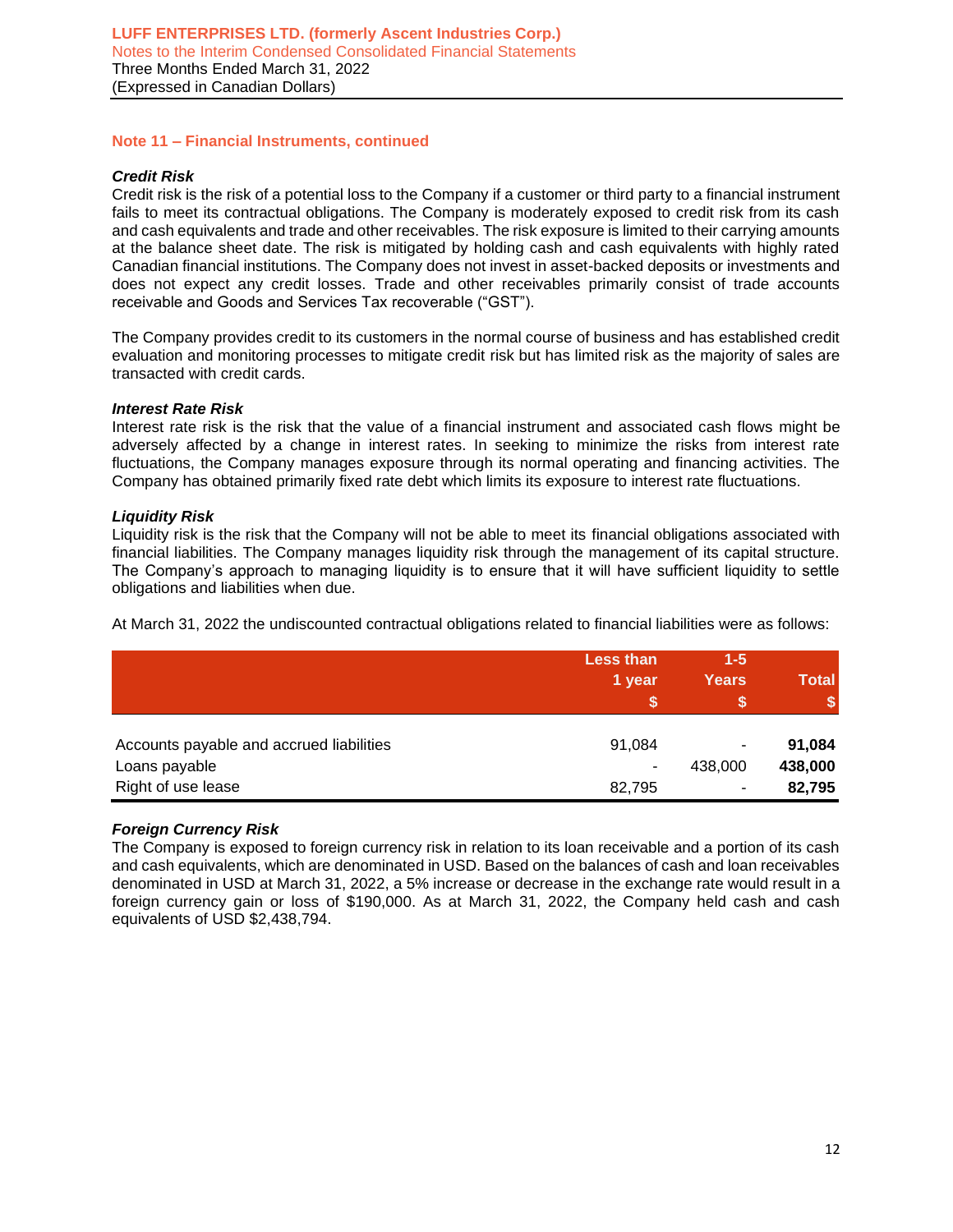## Note 11 – Financial Instruments, continued

***Credit Risk***

Credit risk is the risk of a potential loss to the Company if a customer or third party to a financial instrument fails to meet its contractual obligations. The Company is moderately exposed to credit risk from its cash and cash equivalents and trade and other receivables. The risk exposure is limited to their carrying amounts at the balance sheet date. The risk is mitigated by holding cash and cash equivalents with highly rated Canadian financial institutions. The Company does not invest in asset-backed deposits or investments and does not expect any credit losses. Trade and other receivables primarily consist of trade accounts receivable and Goods and Services Tax recoverable ("GST").

The Company provides credit to its customers in the normal course of business and has established credit evaluation and monitoring processes to mitigate credit risk but has limited risk as the majority of sales are transacted with credit cards.

***Interest Rate Risk***

Interest rate risk is the risk that the value of a financial instrument and associated cash flows might be adversely affected by a change in interest rates. In seeking to minimize the risks from interest rate fluctuations, the Company manages exposure through its normal operating and financing activities. The Company has obtained primarily fixed rate debt which limits its exposure to interest rate fluctuations.

***Liquidity Risk***

Liquidity risk is the risk that the Company will not be able to meet its financial obligations associated with financial liabilities. The Company manages liquidity risk through the management of its capital structure. The Company's approach to managing liquidity is to ensure that it will have sufficient liquidity to settle obligations and liabilities when due.

At March 31, 2022 the undiscounted contractual obligations related to financial liabilities were as follows:

| | Less than 1 year $ | 1-5 Years $ | Total $ |
|---|---|---|---|
| Accounts payable and accrued liabilities | 91,084 | - | **91,084** |
| Loans payable | - | 438,000 | **438,000** |
| Right of use lease | 82,795 | - | **82,795** |

***Foreign Currency Risk***

The Company is exposed to foreign currency risk in relation to its loan receivable and a portion of its cash and cash equivalents, which are denominated in USD. Based on the balances of cash and loan receivables denominated in USD at March 31, 2022, a 5% increase or decrease in the exchange rate would result in a foreign currency gain or loss of $190,000. As at March 31, 2022, the Company held cash and cash equivalents of USD $2,438,794.